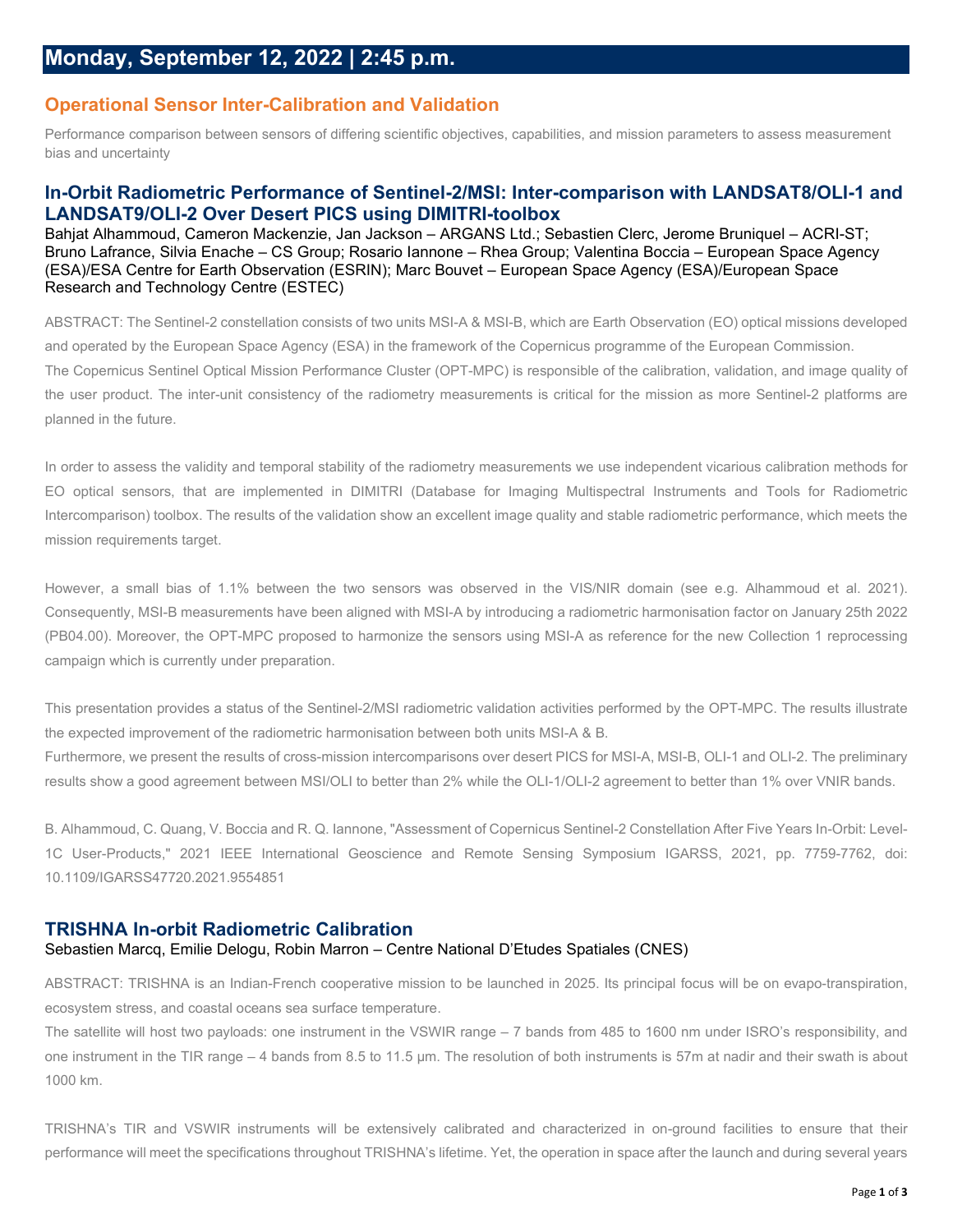# Monday, September 12, 2022 | 2:45 p.m.

## Operational Sensor Inter-Calibration and Validation

Performance comparison between sensors of differing scientific objectives, capabilities, and mission parameters to assess measurement bias and uncertainty

### In-Orbit Radiometric Performance of Sentinel-2/MSI: Inter-comparison with LANDSAT8/OLI-1 and LANDSAT9/OLI-2 Over Desert PICS using DIMITRI-toolbox

Bahjat Alhammoud, Cameron Mackenzie, Jan Jackson – ARGANS Ltd.; Sebastien Clerc, Jerome Bruniquel – ACRI-ST; Bruno Lafrance, Silvia Enache – CS Group; Rosario Iannone – Rhea Group; Valentina Boccia – European Space Agency (ESA)/ESA Centre for Earth Observation (ESRIN); Marc Bouvet – European Space Agency (ESA)/European Space Research and Technology Centre (ESTEC)

ABSTRACT: The Sentinel-2 constellation consists of two units MSI-A & MSI-B, which are Earth Observation (EO) optical missions developed and operated by the European Space Agency (ESA) in the framework of the Copernicus programme of the European Commission. The Copernicus Sentinel Optical Mission Performance Cluster (OPT-MPC) is responsible of the calibration, validation, and image quality of the user product. The inter-unit consistency of the radiometry measurements is critical for the mission as more Sentinel-2 platforms are planned in the future.

In order to assess the validity and temporal stability of the radiometry measurements we use independent vicarious calibration methods for EO optical sensors, that are implemented in DIMITRI (Database for Imaging Multispectral Instruments and Tools for Radiometric Intercomparison) toolbox. The results of the validation show an excellent image quality and stable radiometric performance, which meets the mission requirements target.

However, a small bias of 1.1% between the two sensors was observed in the VIS/NIR domain (see e.g. Alhammoud et al. 2021). Consequently, MSI-B measurements have been aligned with MSI-A by introducing a radiometric harmonisation factor on January 25th 2022 (PB04.00). Moreover, the OPT-MPC proposed to harmonize the sensors using MSI-A as reference for the new Collection 1 reprocessing campaign which is currently under preparation.

This presentation provides a status of the Sentinel-2/MSI radiometric validation activities performed by the OPT-MPC. The results illustrate the expected improvement of the radiometric harmonisation between both units MSI-A & B.
Furthermore, we present the results of cross-mission intercomparisons over desert PICS for MSI-A, MSI-B, OLI-1 and OLI-2. The preliminary results show a good agreement between MSI/OLI to better than 2% while the OLI-1/OLI-2 agreement to better than 1% over VNIR bands.

B. Alhammoud, C. Quang, V. Boccia and R. Q. Iannone, "Assessment of Copernicus Sentinel-2 Constellation After Five Years In-Orbit: Level-1C User-Products," 2021 IEEE International Geoscience and Remote Sensing Symposium IGARSS, 2021, pp. 7759-7762, doi: 10.1109/IGARSS47720.2021.9554851

### TRISHNA In-orbit Radiometric Calibration

Sebastien Marcq, Emilie Delogu, Robin Marron – Centre National D'Etudes Spatiales (CNES)

ABSTRACT: TRISHNA is an Indian-French cooperative mission to be launched in 2025. Its principal focus will be on evapo-transpiration, ecosystem stress, and coastal oceans sea surface temperature.
The satellite will host two payloads: one instrument in the VSWIR range – 7 bands from 485 to 1600 nm under ISRO's responsibility, and one instrument in the TIR range – 4 bands from 8.5 to 11.5 µm. The resolution of both instruments is 57m at nadir and their swath is about 1000 km.

TRISHNA's TIR and VSWIR instruments will be extensively calibrated and characterized in on-ground facilities to ensure that their performance will meet the specifications throughout TRISHNA's lifetime. Yet, the operation in space after the launch and during several years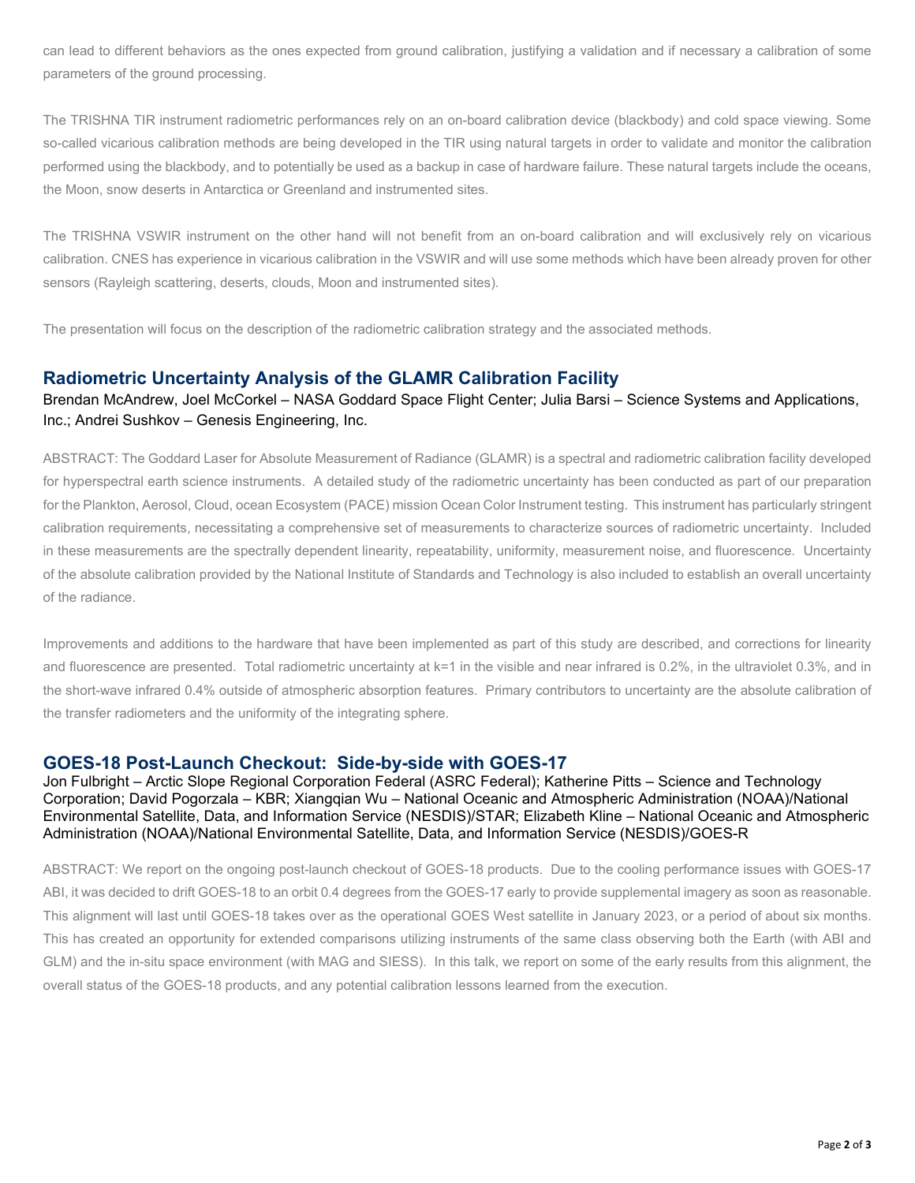can lead to different behaviors as the ones expected from ground calibration, justifying a validation and if necessary a calibration of some parameters of the ground processing.

The TRISHNA TIR instrument radiometric performances rely on an on-board calibration device (blackbody) and cold space viewing. Some so-called vicarious calibration methods are being developed in the TIR using natural targets in order to validate and monitor the calibration performed using the blackbody, and to potentially be used as a backup in case of hardware failure. These natural targets include the oceans, the Moon, snow deserts in Antarctica or Greenland and instrumented sites.

The TRISHNA VSWIR instrument on the other hand will not benefit from an on-board calibration and will exclusively rely on vicarious calibration. CNES has experience in vicarious calibration in the VSWIR and will use some methods which have been already proven for other sensors (Rayleigh scattering, deserts, clouds, Moon and instrumented sites).

The presentation will focus on the description of the radiometric calibration strategy and the associated methods.

## Radiometric Uncertainty Analysis of the GLAMR Calibration Facility

Brendan McAndrew, Joel McCorkel – NASA Goddard Space Flight Center; Julia Barsi – Science Systems and Applications, Inc.; Andrei Sushkov – Genesis Engineering, Inc.

ABSTRACT: The Goddard Laser for Absolute Measurement of Radiance (GLAMR) is a spectral and radiometric calibration facility developed for hyperspectral earth science instruments. A detailed study of the radiometric uncertainty has been conducted as part of our preparation for the Plankton, Aerosol, Cloud, ocean Ecosystem (PACE) mission Ocean Color Instrument testing. This instrument has particularly stringent calibration requirements, necessitating a comprehensive set of measurements to characterize sources of radiometric uncertainty. Included in these measurements are the spectrally dependent linearity, repeatability, uniformity, measurement noise, and fluorescence. Uncertainty of the absolute calibration provided by the National Institute of Standards and Technology is also included to establish an overall uncertainty of the radiance.

Improvements and additions to the hardware that have been implemented as part of this study are described, and corrections for linearity and fluorescence are presented. Total radiometric uncertainty at $k=1$ in the visible and near infrared is 0.2%, in the ultraviolet 0.3%, and in the short-wave infrared 0.4% outside of atmospheric absorption features. Primary contributors to uncertainty are the absolute calibration of the transfer radiometers and the uniformity of the integrating sphere.

## GOES-18 Post-Launch Checkout: Side-by-side with GOES-17

Jon Fulbright – Arctic Slope Regional Corporation Federal (ASRC Federal); Katherine Pitts – Science and Technology Corporation; David Pogorzala – KBR; Xiangqian Wu – National Oceanic and Atmospheric Administration (NOAA)/National Environmental Satellite, Data, and Information Service (NESDIS)/STAR; Elizabeth Kline – National Oceanic and Atmospheric Administration (NOAA)/National Environmental Satellite, Data, and Information Service (NESDIS)/GOES-R

ABSTRACT: We report on the ongoing post-launch checkout of GOES-18 products. Due to the cooling performance issues with GOES-17 ABI, it was decided to drift GOES-18 to an orbit 0.4 degrees from the GOES-17 early to provide supplemental imagery as soon as reasonable. This alignment will last until GOES-18 takes over as the operational GOES West satellite in January 2023, or a period of about six months. This has created an opportunity for extended comparisons utilizing instruments of the same class observing both the Earth (with ABI and GLM) and the in-situ space environment (with MAG and SIESS). In this talk, we report on some of the early results from this alignment, the overall status of the GOES-18 products, and any potential calibration lessons learned from the execution.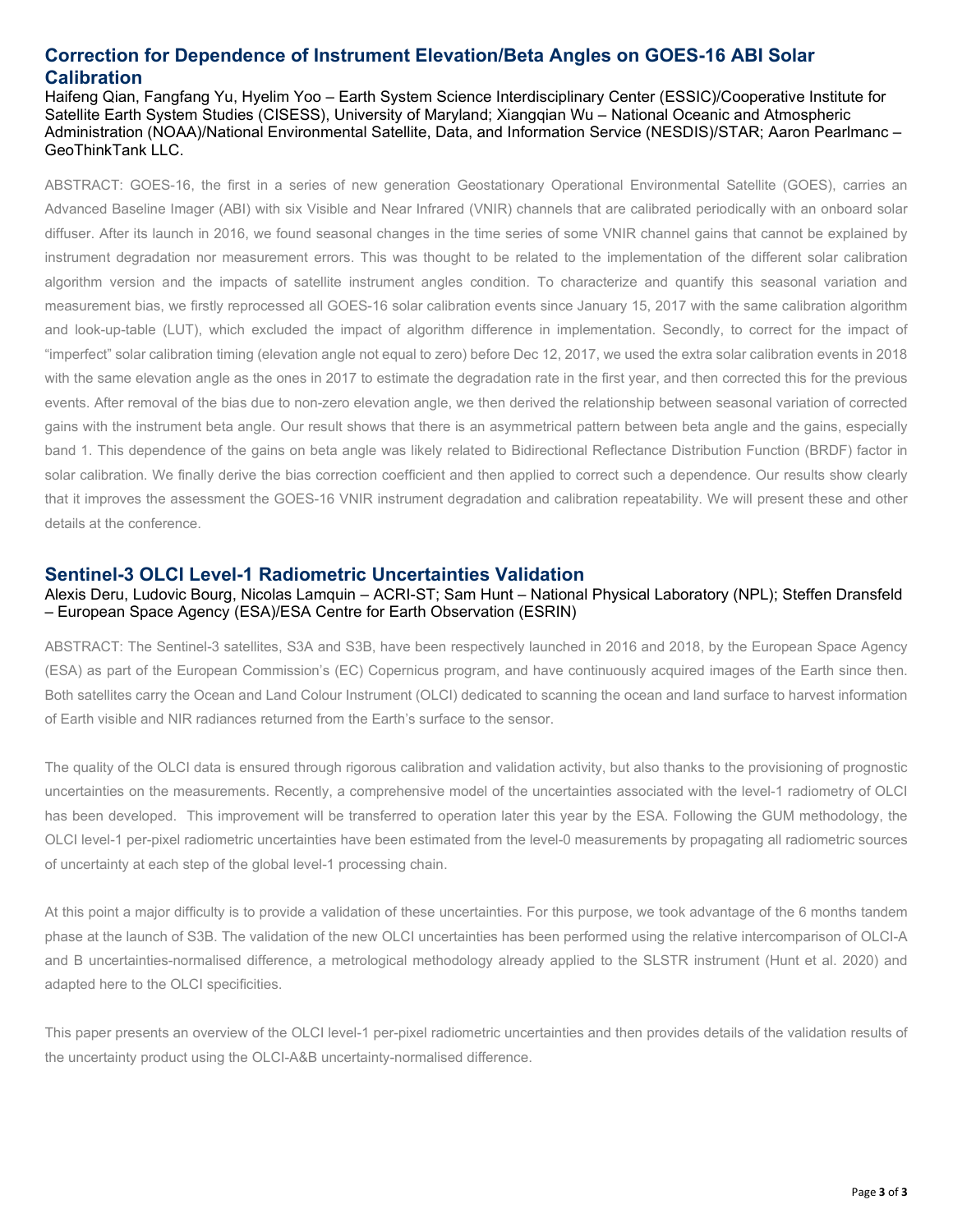## Correction for Dependence of Instrument Elevation/Beta Angles on GOES-16 ABI Solar Calibration

Haifeng Qian, Fangfang Yu, Hyelim Yoo – Earth System Science Interdisciplinary Center (ESSIC)/Cooperative Institute for Satellite Earth System Studies (CISESS), University of Maryland; Xiangqian Wu – National Oceanic and Atmospheric Administration (NOAA)/National Environmental Satellite, Data, and Information Service (NESDIS)/STAR; Aaron Pearlmanc – GeoThinkTank LLC.

ABSTRACT: GOES-16, the first in a series of new generation Geostationary Operational Environmental Satellite (GOES), carries an Advanced Baseline Imager (ABI) with six Visible and Near Infrared (VNIR) channels that are calibrated periodically with an onboard solar diffuser. After its launch in 2016, we found seasonal changes in the time series of some VNIR channel gains that cannot be explained by instrument degradation nor measurement errors. This was thought to be related to the implementation of the different solar calibration algorithm version and the impacts of satellite instrument angles condition. To characterize and quantify this seasonal variation and measurement bias, we firstly reprocessed all GOES-16 solar calibration events since January 15, 2017 with the same calibration algorithm and look-up-table (LUT), which excluded the impact of algorithm difference in implementation. Secondly, to correct for the impact of "imperfect" solar calibration timing (elevation angle not equal to zero) before Dec 12, 2017, we used the extra solar calibration events in 2018 with the same elevation angle as the ones in 2017 to estimate the degradation rate in the first year, and then corrected this for the previous events. After removal of the bias due to non-zero elevation angle, we then derived the relationship between seasonal variation of corrected gains with the instrument beta angle. Our result shows that there is an asymmetrical pattern between beta angle and the gains, especially band 1. This dependence of the gains on beta angle was likely related to Bidirectional Reflectance Distribution Function (BRDF) factor in solar calibration. We finally derive the bias correction coefficient and then applied to correct such a dependence. Our results show clearly that it improves the assessment the GOES-16 VNIR instrument degradation and calibration repeatability. We will present these and other details at the conference.

## Sentinel-3 OLCI Level-1 Radiometric Uncertainties Validation

Alexis Deru, Ludovic Bourg, Nicolas Lamquin – ACRI-ST; Sam Hunt – National Physical Laboratory (NPL); Steffen Dransfeld – European Space Agency (ESA)/ESA Centre for Earth Observation (ESRIN)

ABSTRACT: The Sentinel-3 satellites, S3A and S3B, have been respectively launched in 2016 and 2018, by the European Space Agency (ESA) as part of the European Commission's (EC) Copernicus program, and have continuously acquired images of the Earth since then. Both satellites carry the Ocean and Land Colour Instrument (OLCI) dedicated to scanning the ocean and land surface to harvest information of Earth visible and NIR radiances returned from the Earth's surface to the sensor.

The quality of the OLCI data is ensured through rigorous calibration and validation activity, but also thanks to the provisioning of prognostic uncertainties on the measurements. Recently, a comprehensive model of the uncertainties associated with the level-1 radiometry of OLCI has been developed. This improvement will be transferred to operation later this year by the ESA. Following the GUM methodology, the OLCI level-1 per-pixel radiometric uncertainties have been estimated from the level-0 measurements by propagating all radiometric sources of uncertainty at each step of the global level-1 processing chain.

At this point a major difficulty is to provide a validation of these uncertainties. For this purpose, we took advantage of the 6 months tandem phase at the launch of S3B. The validation of the new OLCI uncertainties has been performed using the relative intercomparison of OLCI-A and B uncertainties-normalised difference, a metrological methodology already applied to the SLSTR instrument (Hunt et al. 2020) and adapted here to the OLCI specificities.

This paper presents an overview of the OLCI level-1 per-pixel radiometric uncertainties and then provides details of the validation results of the uncertainty product using the OLCI-A&B uncertainty-normalised difference.